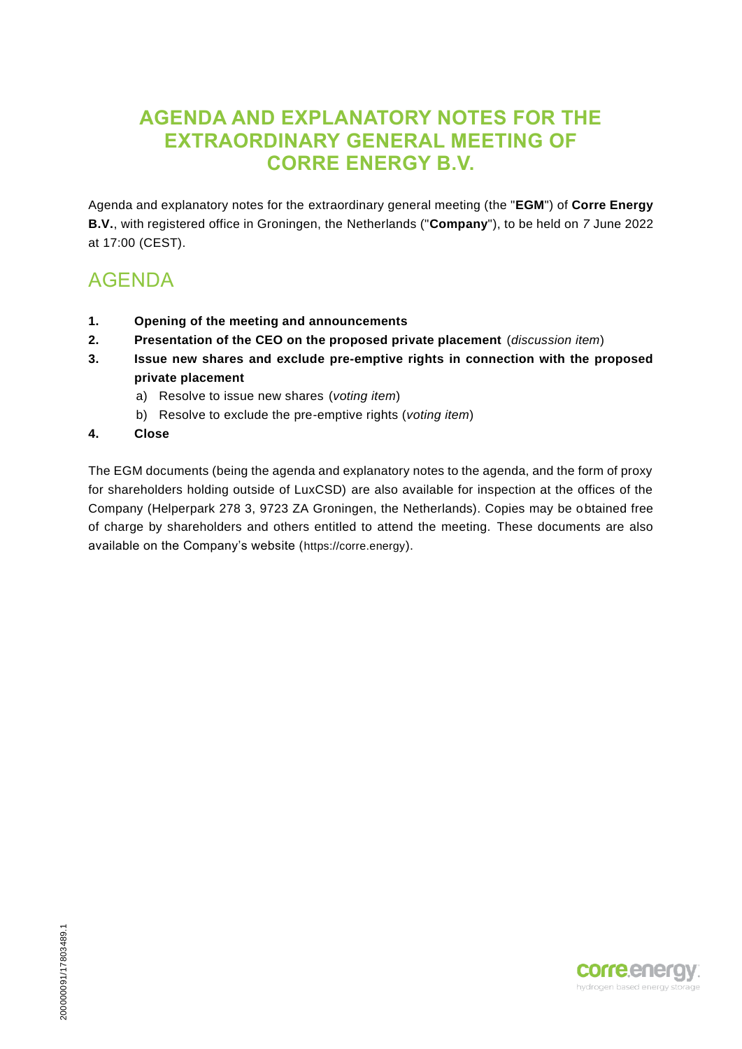# AGENDA AND EXPLANATORY NOTES FOR THE EXTRAORDINARY GENERAL MEETING OF CORRE ENERGY B.V.

Agenda and explanatory notes for the extraordinary general meeting (the "**EGM**") of **Corre Energy B.V.**, with registered office in Groningen, the Netherlands ("**Company**"), to be held on *7* June 2022 at 17:00 (CEST).

## AGENDA

1. **Opening of the meeting and announcements**
2. **Presentation of the CEO on the proposed private placement** (*discussion item*)
3. **Issue new shares and exclude pre-emptive rights in connection with the proposed private placement**
   a) Resolve to issue new shares (*voting item*)
   b) Resolve to exclude the pre-emptive rights (*voting item*)
4. **Close**

The EGM documents (being the agenda and explanatory notes to the agenda, and the form of proxy for shareholders holding outside of LuxCSD) are also available for inspection at the offices of the Company (Helperpark 278 3, 9723 ZA Groningen, the Netherlands). Copies may be obtained free of charge by shareholders and others entitled to attend the meeting. These documents are also available on the Company's website (https://corre.energy).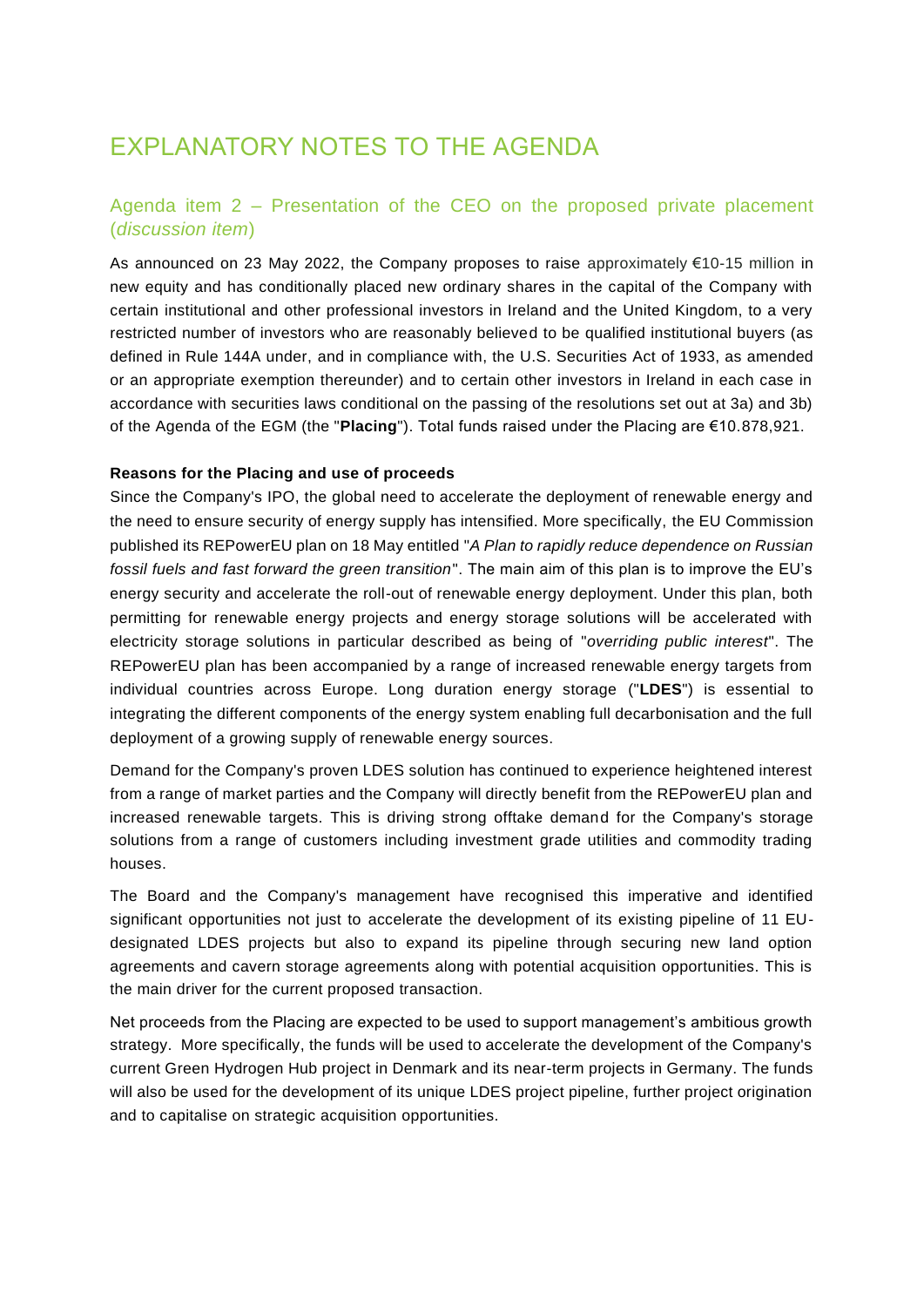# EXPLANATORY NOTES TO THE AGENDA

## Agenda item 2 – Presentation of the CEO on the proposed private placement (*discussion item*)

As announced on 23 May 2022, the Company proposes to raise approximately €10-15 million in new equity and has conditionally placed new ordinary shares in the capital of the Company with certain institutional and other professional investors in Ireland and the United Kingdom, to a very restricted number of investors who are reasonably believed to be qualified institutional buyers (as defined in Rule 144A under, and in compliance with, the U.S. Securities Act of 1933, as amended or an appropriate exemption thereunder) and to certain other investors in Ireland in each case in accordance with securities laws conditional on the passing of the resolutions set out at 3a) and 3b) of the Agenda of the EGM (the "**Placing**"). Total funds raised under the Placing are €10.878,921.

**Reasons for the Placing and use of proceeds**

Since the Company's IPO, the global need to accelerate the deployment of renewable energy and the need to ensure security of energy supply has intensified. More specifically, the EU Commission published its REPowerEU plan on 18 May entitled "*A Plan to rapidly reduce dependence on Russian fossil fuels and fast forward the green transition*". The main aim of this plan is to improve the EU's energy security and accelerate the roll-out of renewable energy deployment. Under this plan, both permitting for renewable energy projects and energy storage solutions will be accelerated with electricity storage solutions in particular described as being of "*overriding public interest*". The REPowerEU plan has been accompanied by a range of increased renewable energy targets from individual countries across Europe. Long duration energy storage ("**LDES**") is essential to integrating the different components of the energy system enabling full decarbonisation and the full deployment of a growing supply of renewable energy sources.

Demand for the Company's proven LDES solution has continued to experience heightened interest from a range of market parties and the Company will directly benefit from the REPowerEU plan and increased renewable targets. This is driving strong offtake demand for the Company's storage solutions from a range of customers including investment grade utilities and commodity trading houses.

The Board and the Company's management have recognised this imperative and identified significant opportunities not just to accelerate the development of its existing pipeline of 11 EU-designated LDES projects but also to expand its pipeline through securing new land option agreements and cavern storage agreements along with potential acquisition opportunities. This is the main driver for the current proposed transaction.

Net proceeds from the Placing are expected to be used to support management's ambitious growth strategy. More specifically, the funds will be used to accelerate the development of the Company's current Green Hydrogen Hub project in Denmark and its near-term projects in Germany. The funds will also be used for the development of its unique LDES project pipeline, further project origination and to capitalise on strategic acquisition opportunities.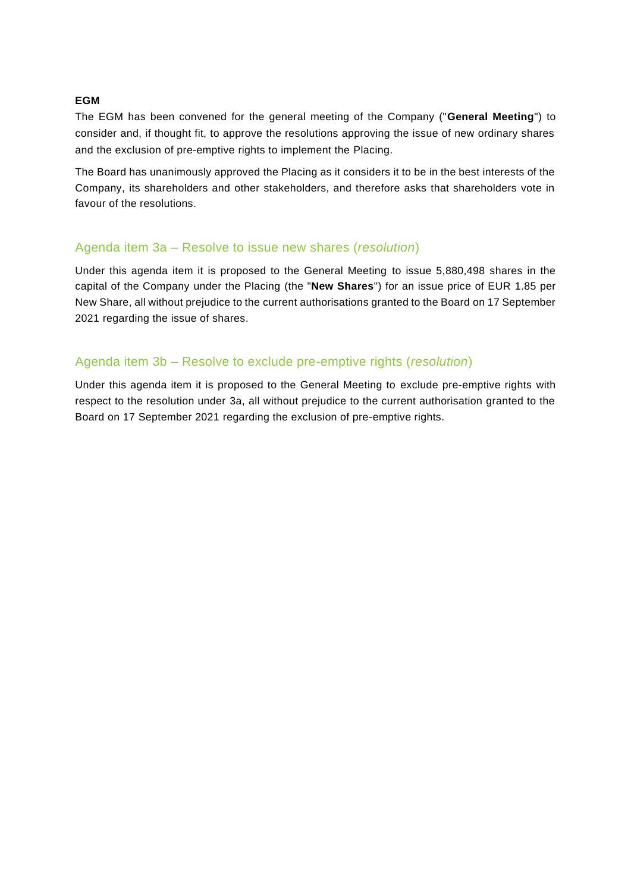**EGM**

The EGM has been convened for the general meeting of the Company ("**General Meeting**") to consider and, if thought fit, to approve the resolutions approving the issue of new ordinary shares and the exclusion of pre-emptive rights to implement the Placing.

The Board has unanimously approved the Placing as it considers it to be in the best interests of the Company, its shareholders and other stakeholders, and therefore asks that shareholders vote in favour of the resolutions.

## Agenda item 3a – Resolve to issue new shares (*resolution*)

Under this agenda item it is proposed to the General Meeting to issue 5,880,498 shares in the capital of the Company under the Placing (the "**New Shares**") for an issue price of EUR 1.85 per New Share, all without prejudice to the current authorisations granted to the Board on 17 September 2021 regarding the issue of shares.

## Agenda item 3b – Resolve to exclude pre-emptive rights (*resolution*)

Under this agenda item it is proposed to the General Meeting to exclude pre-emptive rights with respect to the resolution under 3a, all without prejudice to the current authorisation granted to the Board on 17 September 2021 regarding the exclusion of pre-emptive rights.